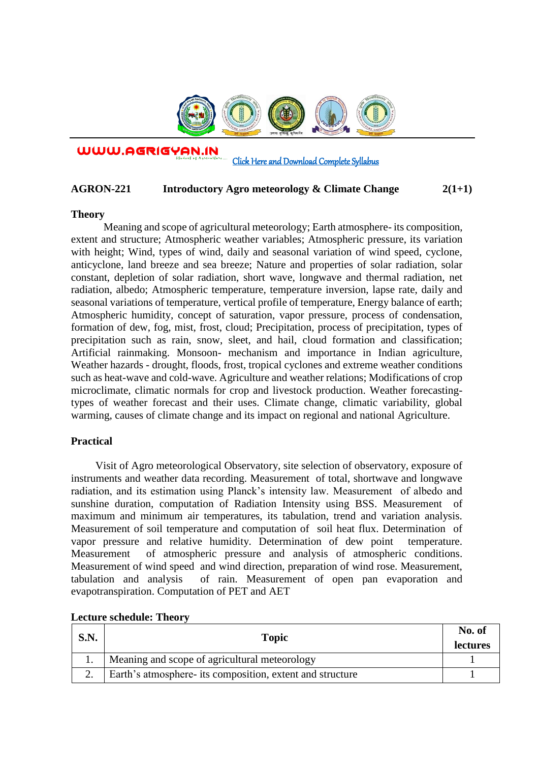WWW.AGRIGYAN.IN

Click Here and Download Complete Syllabus

**AGRON-221 Introductory Agro meteorology & Climate Change 2(1+1)**

**Theory**

Meaning and scope of agricultural meteorology; Earth atmosphere- its composition, extent and structure; Atmospheric weather variables; Atmospheric pressure, its variation with height; Wind, types of wind, daily and seasonal variation of wind speed, cyclone, anticyclone, land breeze and sea breeze; Nature and properties of solar radiation, solar constant, depletion of solar radiation, short wave, longwave and thermal radiation, net radiation, albedo; Atmospheric temperature, temperature inversion, lapse rate, daily and seasonal variations of temperature, vertical profile of temperature, Energy balance of earth; Atmospheric humidity, concept of saturation, vapor pressure, process of condensation, formation of dew, fog, mist, frost, cloud; Precipitation, process of precipitation, types of precipitation such as rain, snow, sleet, and hail, cloud formation and classification; Artificial rainmaking. Monsoon- mechanism and importance in Indian agriculture, Weather hazards - drought, floods, frost, tropical cyclones and extreme weather conditions such as heat-wave and cold-wave. Agriculture and weather relations; Modifications of crop microclimate, climatic normals for crop and livestock production. Weather forecasting- types of weather forecast and their uses. Climate change, climatic variability, global warming, causes of climate change and its impact on regional and national Agriculture.

**Practical**

Visit of Agro meteorological Observatory, site selection of observatory, exposure of instruments and weather data recording. Measurement of total, shortwave and longwave radiation, and its estimation using Planck's intensity law. Measurement of albedo and sunshine duration, computation of Radiation Intensity using BSS. Measurement of maximum and minimum air temperatures, its tabulation, trend and variation analysis. Measurement of soil temperature and computation of soil heat flux. Determination of vapor pressure and relative humidity. Determination of dew point temperature. Measurement of atmospheric pressure and analysis of atmospheric conditions. Measurement of wind speed and wind direction, preparation of wind rose. Measurement, tabulation and analysis of rain. Measurement of open pan evaporation and evapotranspiration. Computation of PET and AET

**Lecture schedule: Theory**

| S.N. | Topic | No. of lectures |
|---|---|---|
| 1. | Meaning and scope of agricultural meteorology | 1 |
| 2. | Earth's atmosphere- its composition, extent and structure | 1 |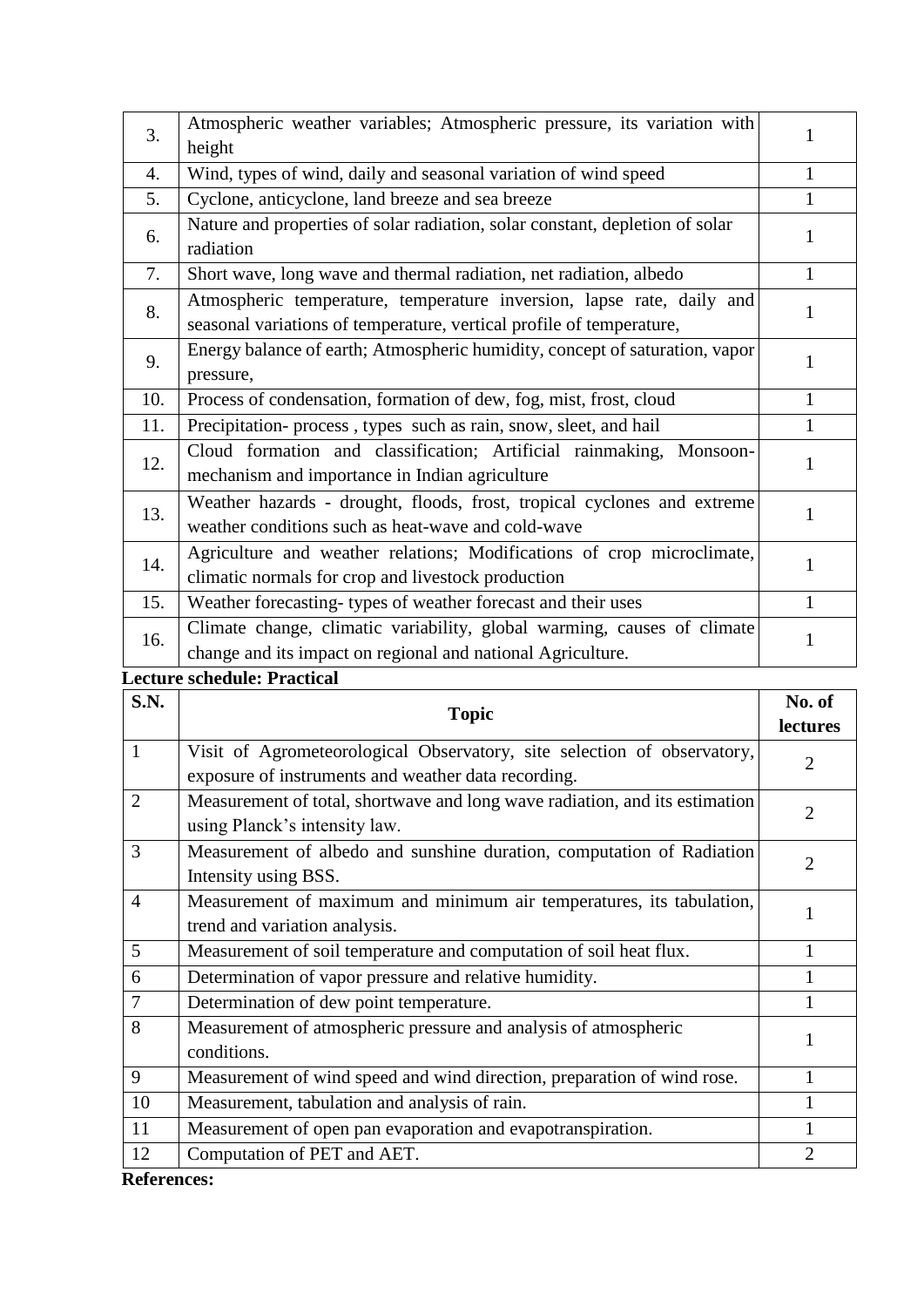| | | |
|---|---|---|
| 3. | Atmospheric weather variables; Atmospheric pressure, its variation with height | 1 |
| 4. | Wind, types of wind, daily and seasonal variation of wind speed | 1 |
| 5. | Cyclone, anticyclone, land breeze and sea breeze | 1 |
| 6. | Nature and properties of solar radiation, solar constant, depletion of solar radiation | 1 |
| 7. | Short wave, long wave and thermal radiation, net radiation, albedo | 1 |
| 8. | Atmospheric temperature, temperature inversion, lapse rate, daily and seasonal variations of temperature, vertical profile of temperature, | 1 |
| 9. | Energy balance of earth; Atmospheric humidity, concept of saturation, vapor pressure, | 1 |
| 10. | Process of condensation, formation of dew, fog, mist, frost, cloud | 1 |
| 11. | Precipitation- process , types such as rain, snow, sleet, and hail | 1 |
| 12. | Cloud formation and classification; Artificial rainmaking, Monsoon- mechanism and importance in Indian agriculture | 1 |
| 13. | Weather hazards - drought, floods, frost, tropical cyclones and extreme weather conditions such as heat-wave and cold-wave | 1 |
| 14. | Agriculture and weather relations; Modifications of crop microclimate, climatic normals for crop and livestock production | 1 |
| 15. | Weather forecasting- types of weather forecast and their uses | 1 |
| 16. | Climate change, climatic variability, global warming, causes of climate change and its impact on regional and national Agriculture. | 1 |

**Lecture schedule: Practical**

| S.N. | Topic | No. of lectures |
|---|---|---|
| 1 | Visit of Agrometeorological Observatory, site selection of observatory, exposure of instruments and weather data recording. | 2 |
| 2 | Measurement of total, shortwave and long wave radiation, and its estimation using Planck's intensity law. | 2 |
| 3 | Measurement of albedo and sunshine duration, computation of Radiation Intensity using BSS. | 2 |
| 4 | Measurement of maximum and minimum air temperatures, its tabulation, trend and variation analysis. | 1 |
| 5 | Measurement of soil temperature and computation of soil heat flux. | 1 |
| 6 | Determination of vapor pressure and relative humidity. | 1 |
| 7 | Determination of dew point temperature. | 1 |
| 8 | Measurement of atmospheric pressure and analysis of atmospheric conditions. | 1 |
| 9 | Measurement of wind speed and wind direction, preparation of wind rose. | 1 |
| 10 | Measurement, tabulation and analysis of rain. | 1 |
| 11 | Measurement of open pan evaporation and evapotranspiration. | 1 |
| 12 | Computation of PET and AET. | 2 |

**References:**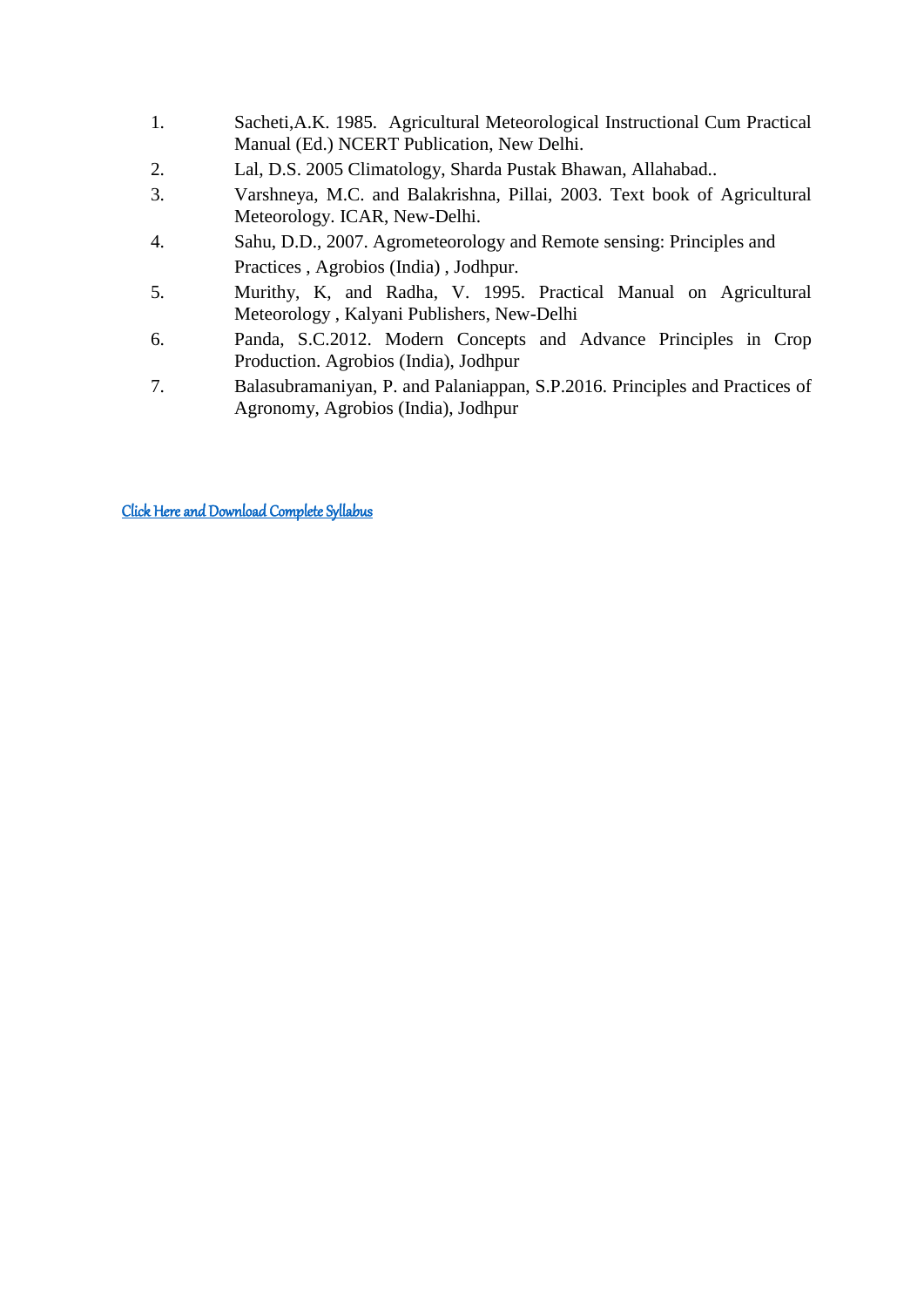1. Sacheti,A.K. 1985. Agricultural Meteorological Instructional Cum Practical Manual (Ed.) NCERT Publication, New Delhi.
2. Lal, D.S. 2005 Climatology, Sharda Pustak Bhawan, Allahabad..
3. Varshneya, M.C. and Balakrishna, Pillai, 2003. Text book of Agricultural Meteorology. ICAR, New-Delhi.
4. Sahu, D.D., 2007. Agrometeorology and Remote sensing: Principles and Practices , Agrobios (India) , Jodhpur.
5. Murithy, K, and Radha, V. 1995. Practical Manual on Agricultural Meteorology , Kalyani Publishers, New-Delhi
6. Panda, S.C.2012. Modern Concepts and Advance Principles in Crop Production. Agrobios (India), Jodhpur
7. Balasubramaniyan, P. and Palaniappan, S.P.2016. Principles and Practices of Agronomy, Agrobios (India), Jodhpur

Click Here and Download Complete Syllabus